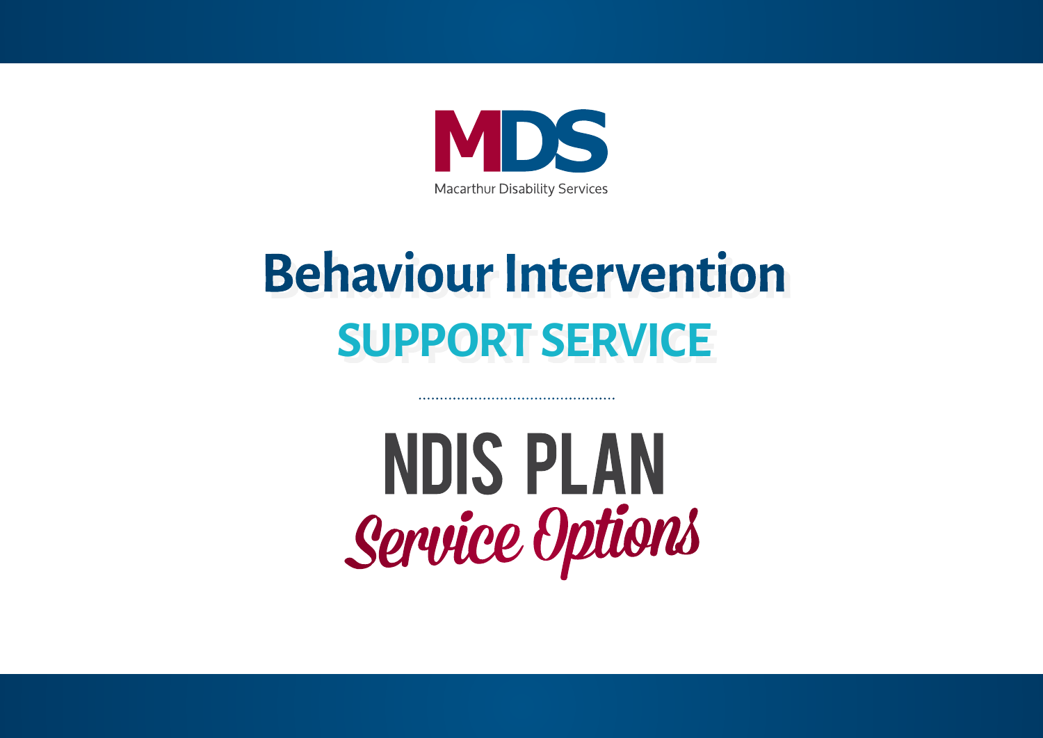MDS

Macarthur Disability Services

# Behaviour Intervention

## SUPPORT SERVICE

# NDIS PLAN

## *Service Options*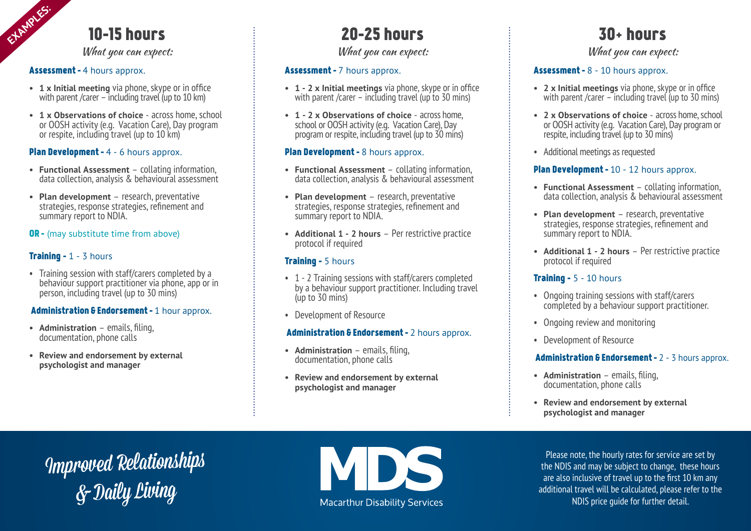EXAMPLES:

## 10-15 hours

*What you can expect:*

**Assessment -** 4 hours approx.

- **1 x Initial meeting** via phone, skype or in office with parent /carer – including travel (up to 10 km)
- **1 x Observations of choice** - across home, school or OOSH activity (e.g. Vacation Care), Day program or respite, including travel (up to 10 km)

**Plan Development -** 4 - 6 hours approx.

- **Functional Assessment** – collating information, data collection, analysis & behavioural assessment
- **Plan development** – research, preventative strategies, response strategies, refinement and summary report to NDIA.

**OR -** (may substitute time from above)

**Training -** 1 - 3 hours

- Training session with staff/carers completed by a behaviour support practitioner via phone, app or in person, including travel (up to 30 mins)

**Administration & Endorsement -** 1 hour approx.

- **Administration** – emails, filing, documentation, phone calls
- **Review and endorsement by external psychologist and manager**

## 20-25 hours

*What you can expect:*

**Assessment -** 7 hours approx.

- **1 - 2 x Initial meetings** via phone, skype or in office with parent /carer – including travel (up to 30 mins)
- **1 - 2 x Observations of choice** - across home, school or OOSH activity (e.g. Vacation Care), Day program or respite, including travel (up to 30 mins)

**Plan Development -** 8 hours approx.

- **Functional Assessment** – collating information, data collection, analysis & behavioural assessment
- **Plan development** – research, preventative strategies, response strategies, refinement and summary report to NDIA.
- **Additional 1 - 2 hours** – Per restrictive practice protocol if required

**Training -** 5 hours

- 1 - 2 Training sessions with staff/carers completed by a behaviour support practitioner. Including travel (up to 30 mins)
- Development of Resource

**Administration & Endorsement -** 2 hours approx.

- **Administration** – emails, filing, documentation, phone calls
- **Review and endorsement by external psychologist and manager**

## 30+ hours

*What you can expect:*

**Assessment -** 8 - 10 hours approx.

- **2 x Initial meetings** via phone, skype or in office with parent /carer – including travel (up to 30 mins)
- **2 x Observations of choice** - across home, school or OOSH activity (e.g. Vacation Care), Day program or respite, including travel (up to 30 mins)
- Additional meetings as requested

**Plan Development -** 10 - 12 hours approx.

- **Functional Assessment** – collating information, data collection, analysis & behavioural assessment
- **Plan development** – research, preventative strategies, response strategies, refinement and summary report to NDIA.
- **Additional 1 - 2 hours** – Per restrictive practice protocol if required

**Training -** 5 - 10 hours

- Ongoing training sessions with staff/carers completed by a behaviour support practitioner.
- Ongoing review and monitoring
- Development of Resource

**Administration & Endorsement -** 2 - 3 hours approx.

- **Administration** – emails, filing, documentation, phone calls
- **Review and endorsement by external psychologist and manager**

*Improved Relationships & Daily Living*

MDS
Macarthur Disability Services

Please note, the hourly rates for service are set by the NDIS and may be subject to change, these hours are also inclusive of travel up to the first 10 km any additional travel will be calculated, please refer to the NDIS price guide for further detail.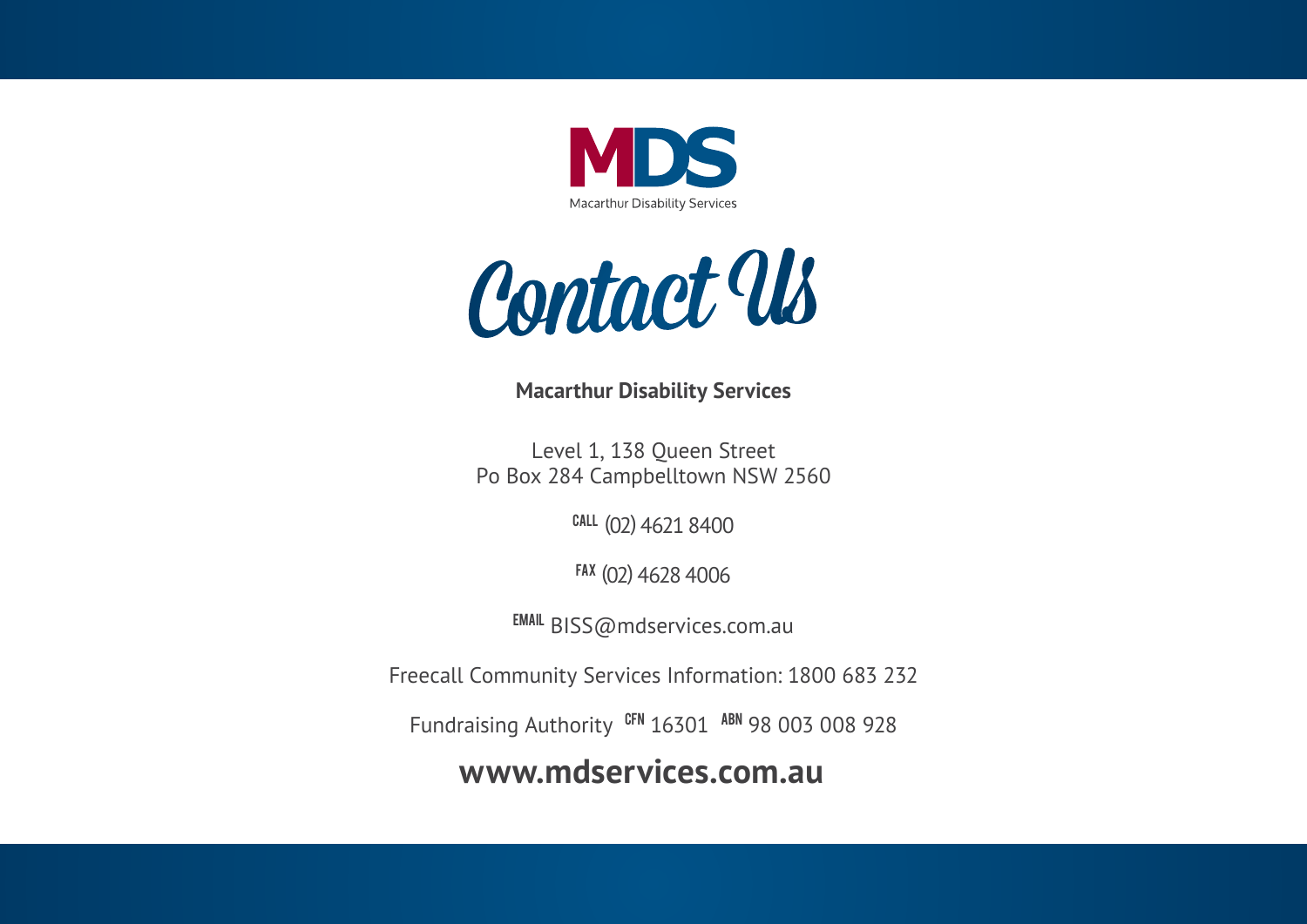MDS

Macarthur Disability Services

# Contact Us

**Macarthur Disability Services**

Level 1, 138 Queen Street
Po Box 284 Campbelltown NSW 2560

CALL (02) 4621 8400

FAX (02) 4628 4006

EMAIL BISS@mdservices.com.au

Freecall Community Services Information: 1800 683 232

Fundraising Authority CFN 16301 ABN 98 003 008 928

**www.mdservices.com.au**